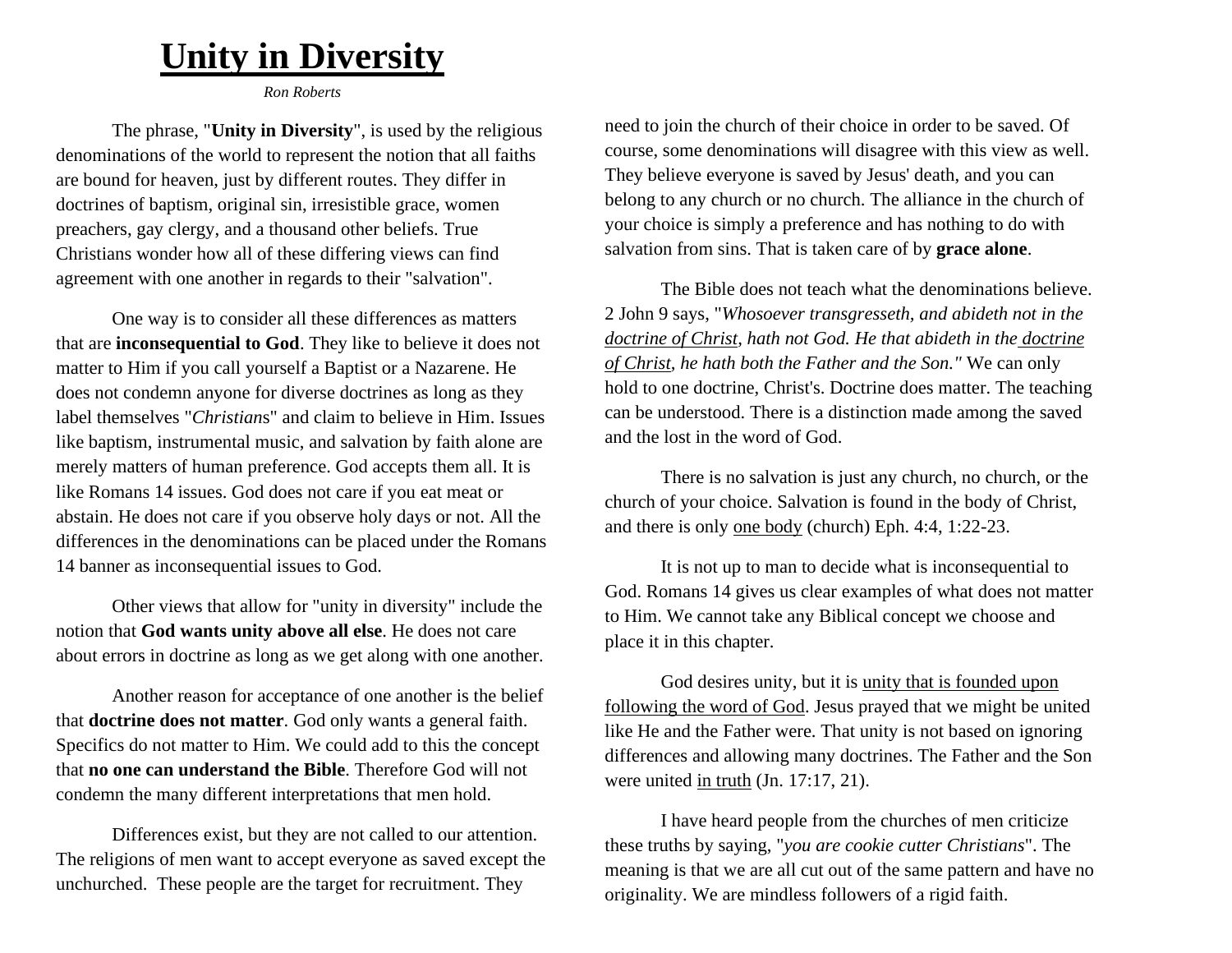# Unity in Diversity

*Ron Roberts*

The phrase, "**Unity in Diversity**", is used by the religious denominations of the world to represent the notion that all faiths are bound for heaven, just by different routes. They differ in doctrines of baptism, original sin, irresistible grace, women preachers, gay clergy, and a thousand other beliefs. True Christians wonder how all of these differing views can find agreement with one another in regards to their "salvation".

One way is to consider all these differences as matters that are **inconsequential to God**. They like to believe it does not matter to Him if you call yourself a Baptist or a Nazarene. He does not condemn anyone for diverse doctrines as long as they label themselves "*Christians*" and claim to believe in Him. Issues like baptism, instrumental music, and salvation by faith alone are merely matters of human preference. God accepts them all. It is like Romans 14 issues. God does not care if you eat meat or abstain. He does not care if you observe holy days or not. All the differences in the denominations can be placed under the Romans 14 banner as inconsequential issues to God.

Other views that allow for "unity in diversity" include the notion that **God wants unity above all else**. He does not care about errors in doctrine as long as we get along with one another.

Another reason for acceptance of one another is the belief that **doctrine does not matter**. God only wants a general faith. Specifics do not matter to Him. We could add to this the concept that **no one can understand the Bible**. Therefore God will not condemn the many different interpretations that men hold.

Differences exist, but they are not called to our attention. The religions of men want to accept everyone as saved except the unchurched. These people are the target for recruitment. They need to join the church of their choice in order to be saved. Of course, some denominations will disagree with this view as well. They believe everyone is saved by Jesus' death, and you can belong to any church or no church. The alliance in the church of your choice is simply a preference and has nothing to do with salvation from sins. That is taken care of by **grace alone**.

The Bible does not teach what the denominations believe. 2 John 9 says, "*Whosoever transgresseth, and abideth not in the <u>doctrine of Christ</u>, hath not God. He that abideth in the <u>doctrine of Christ</u>, he hath both the Father and the Son."* We can only hold to one doctrine, Christ's. Doctrine does matter. The teaching can be understood. There is a distinction made among the saved and the lost in the word of God.

There is no salvation is just any church, no church, or the church of your choice. Salvation is found in the body of Christ, and there is only <u>one body</u> (church) Eph. 4:4, 1:22-23.

It is not up to man to decide what is inconsequential to God. Romans 14 gives us clear examples of what does not matter to Him. We cannot take any Biblical concept we choose and place it in this chapter.

God desires unity, but it is <u>unity that is founded upon following the word of God</u>. Jesus prayed that we might be united like He and the Father were. That unity is not based on ignoring differences and allowing many doctrines. The Father and the Son were united <u>in truth</u> (Jn. 17:17, 21).

I have heard people from the churches of men criticize these truths by saying, "*you are cookie cutter Christians*". The meaning is that we are all cut out of the same pattern and have no originality. We are mindless followers of a rigid faith.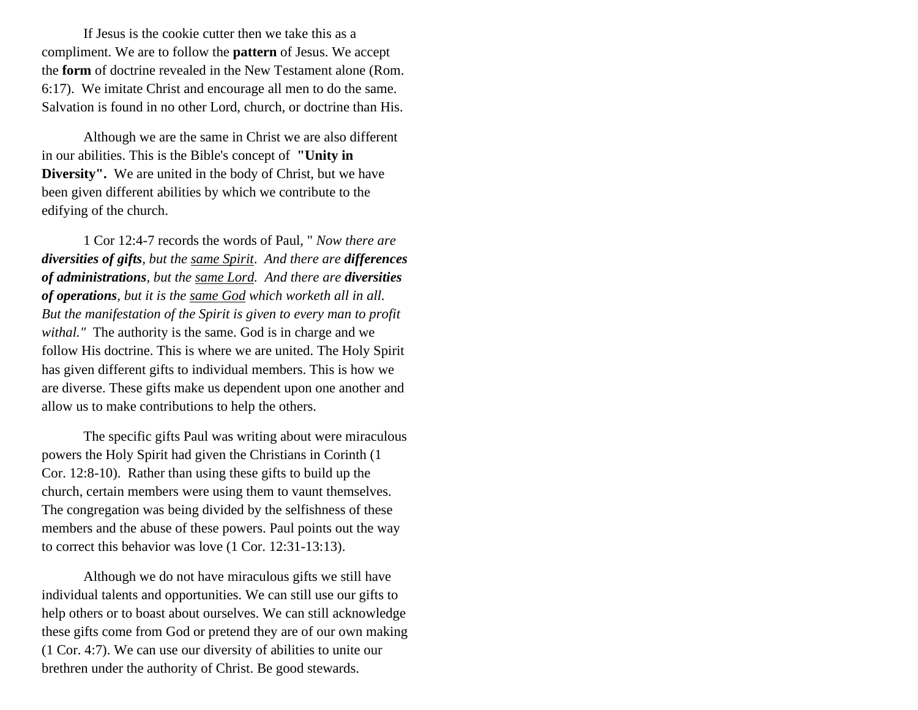If Jesus is the cookie cutter then we take this as a compliment. We are to follow the **pattern** of Jesus. We accept the **form** of doctrine revealed in the New Testament alone (Rom. 6:17). We imitate Christ and encourage all men to do the same. Salvation is found in no other Lord, church, or doctrine than His.

Although we are the same in Christ we are also different in our abilities. This is the Bible's concept of **"Unity in Diversity".** We are united in the body of Christ, but we have been given different abilities by which we contribute to the edifying of the church.

1 Cor 12:4-7 records the words of Paul, " *Now there are **diversities of gifts**, but the <u>same Spirit</u>. And there are **differences of administrations**, but the <u>same Lord</u>. And there are **diversities of operations**, but it is the <u>same God</u> which worketh all in all. But the manifestation of the Spirit is given to every man to profit withal."* The authority is the same. God is in charge and we follow His doctrine. This is where we are united. The Holy Spirit has given different gifts to individual members. This is how we are diverse. These gifts make us dependent upon one another and allow us to make contributions to help the others.

The specific gifts Paul was writing about were miraculous powers the Holy Spirit had given the Christians in Corinth (1 Cor. 12:8-10). Rather than using these gifts to build up the church, certain members were using them to vaunt themselves. The congregation was being divided by the selfishness of these members and the abuse of these powers. Paul points out the way to correct this behavior was love (1 Cor. 12:31-13:13).

Although we do not have miraculous gifts we still have individual talents and opportunities. We can still use our gifts to help others or to boast about ourselves. We can still acknowledge these gifts come from God or pretend they are of our own making (1 Cor. 4:7). We can use our diversity of abilities to unite our brethren under the authority of Christ. Be good stewards.